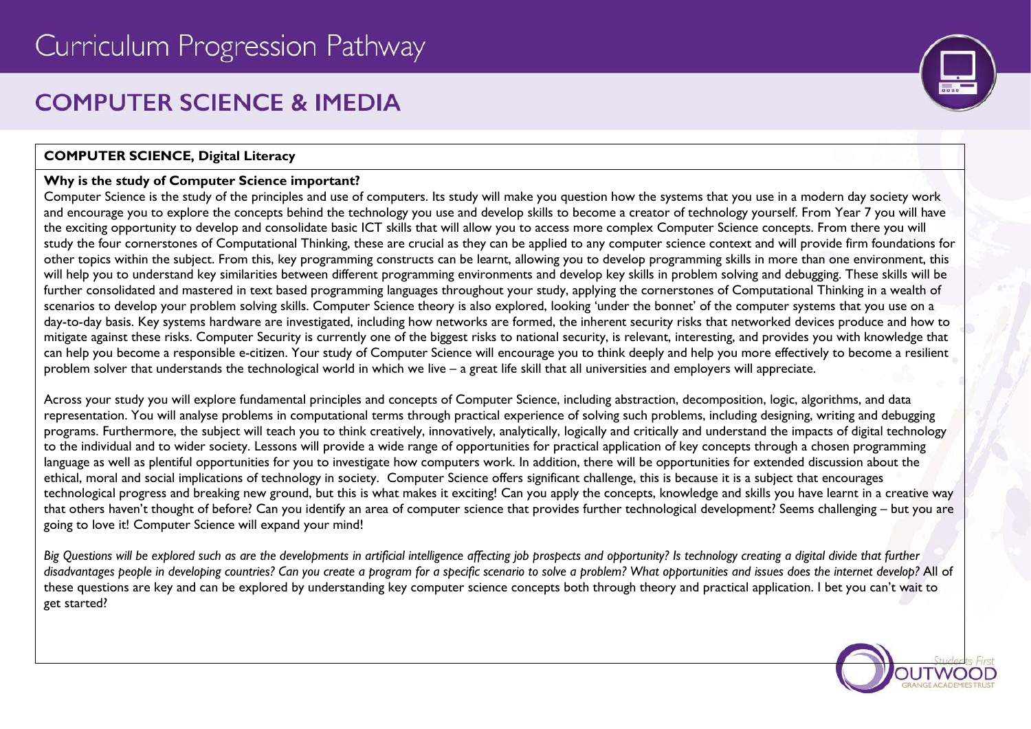# Curriculum Progression Pathway

## COMPUTER SCIENCE & IMEDIA

**COMPUTER SCIENCE, Digital Literacy**

**Why is the study of Computer Science important?**

Computer Science is the study of the principles and use of computers. Its study will make you question how the systems that you use in a modern day society work and encourage you to explore the concepts behind the technology you use and develop skills to become a creator of technology yourself. From Year 7 you will have the exciting opportunity to develop and consolidate basic ICT skills that will allow you to access more complex Computer Science concepts. From there you will study the four cornerstones of Computational Thinking, these are crucial as they can be applied to any computer science context and will provide firm foundations for other topics within the subject. From this, key programming constructs can be learnt, allowing you to develop programming skills in more than one environment, this will help you to understand key similarities between different programming environments and develop key skills in problem solving and debugging. These skills will be further consolidated and mastered in text based programming languages throughout your study, applying the cornerstones of Computational Thinking in a wealth of scenarios to develop your problem solving skills. Computer Science theory is also explored, looking 'under the bonnet' of the computer systems that you use on a day-to-day basis. Key systems hardware are investigated, including how networks are formed, the inherent security risks that networked devices produce and how to mitigate against these risks. Computer Security is currently one of the biggest risks to national security, is relevant, interesting, and provides you with knowledge that can help you become a responsible e-citizen. Your study of Computer Science will encourage you to think deeply and help you more effectively to become a resilient problem solver that understands the technological world in which we live – a great life skill that all universities and employers will appreciate.

Across your study you will explore fundamental principles and concepts of Computer Science, including abstraction, decomposition, logic, algorithms, and data representation. You will analyse problems in computational terms through practical experience of solving such problems, including designing, writing and debugging programs. Furthermore, the subject will teach you to think creatively, innovatively, analytically, logically and critically and understand the impacts of digital technology to the individual and to wider society. Lessons will provide a wide range of opportunities for practical application of key concepts through a chosen programming language as well as plentiful opportunities for you to investigate how computers work. In addition, there will be opportunities for extended discussion about the ethical, moral and social implications of technology in society. Computer Science offers significant challenge, this is because it is a subject that encourages technological progress and breaking new ground, but this is what makes it exciting! Can you apply the concepts, knowledge and skills you have learnt in a creative way that others haven't thought of before? Can you identify an area of computer science that provides further technological development? Seems challenging – but you are going to love it! Computer Science will expand your mind!

*Big Questions will be explored such as are the developments in artificial intelligence affecting job prospects and opportunity? Is technology creating a digital divide that further disadvantages people in developing countries? Can you create a program for a specific scenario to solve a problem? What opportunities and issues does the internet develop?* All of these questions are key and can be explored by understanding key computer science concepts both through theory and practical application. I bet you can't wait to get started?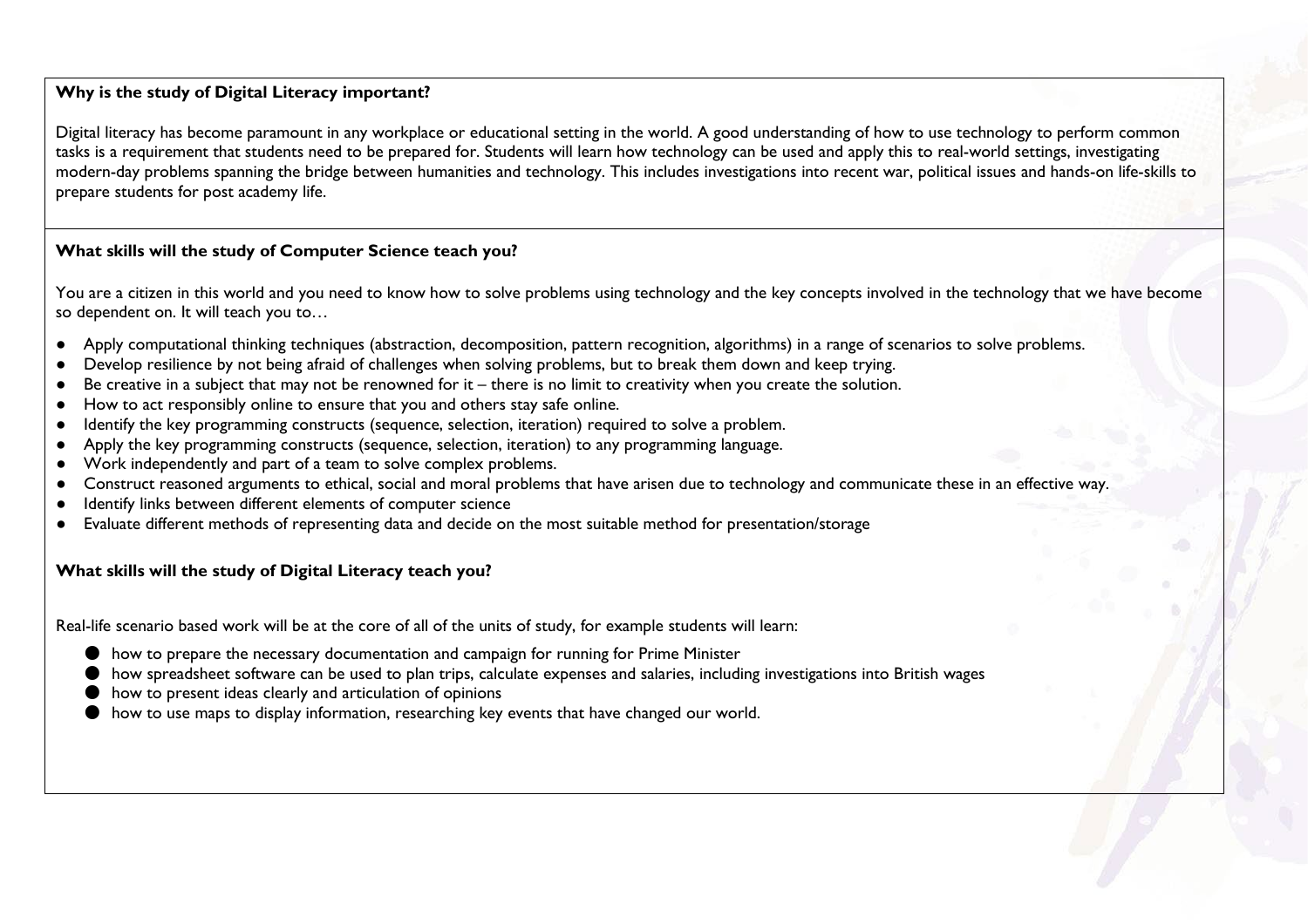### Why is the study of Digital Literacy important?

Digital literacy has become paramount in any workplace or educational setting in the world. A good understanding of how to use technology to perform common tasks is a requirement that students need to be prepared for. Students will learn how technology can be used and apply this to real-world settings, investigating modern-day problems spanning the bridge between humanities and technology. This includes investigations into recent war, political issues and hands-on life-skills to prepare students for post academy life.

### What skills will the study of Computer Science teach you?

You are a citizen in this world and you need to know how to solve problems using technology and the key concepts involved in the technology that we have become so dependent on. It will teach you to…

- Apply computational thinking techniques (abstraction, decomposition, pattern recognition, algorithms) in a range of scenarios to solve problems.
- Develop resilience by not being afraid of challenges when solving problems, but to break them down and keep trying.
- Be creative in a subject that may not be renowned for it – there is no limit to creativity when you create the solution.
- How to act responsibly online to ensure that you and others stay safe online.
- Identify the key programming constructs (sequence, selection, iteration) required to solve a problem.
- Apply the key programming constructs (sequence, selection, iteration) to any programming language.
- Work independently and part of a team to solve complex problems.
- Construct reasoned arguments to ethical, social and moral problems that have arisen due to technology and communicate these in an effective way.
- Identify links between different elements of computer science
- Evaluate different methods of representing data and decide on the most suitable method for presentation/storage

### What skills will the study of Digital Literacy teach you?

Real-life scenario based work will be at the core of all of the units of study, for example students will learn:

- how to prepare the necessary documentation and campaign for running for Prime Minister
- how spreadsheet software can be used to plan trips, calculate expenses and salaries, including investigations into British wages
- how to present ideas clearly and articulation of opinions
- how to use maps to display information, researching key events that have changed our world.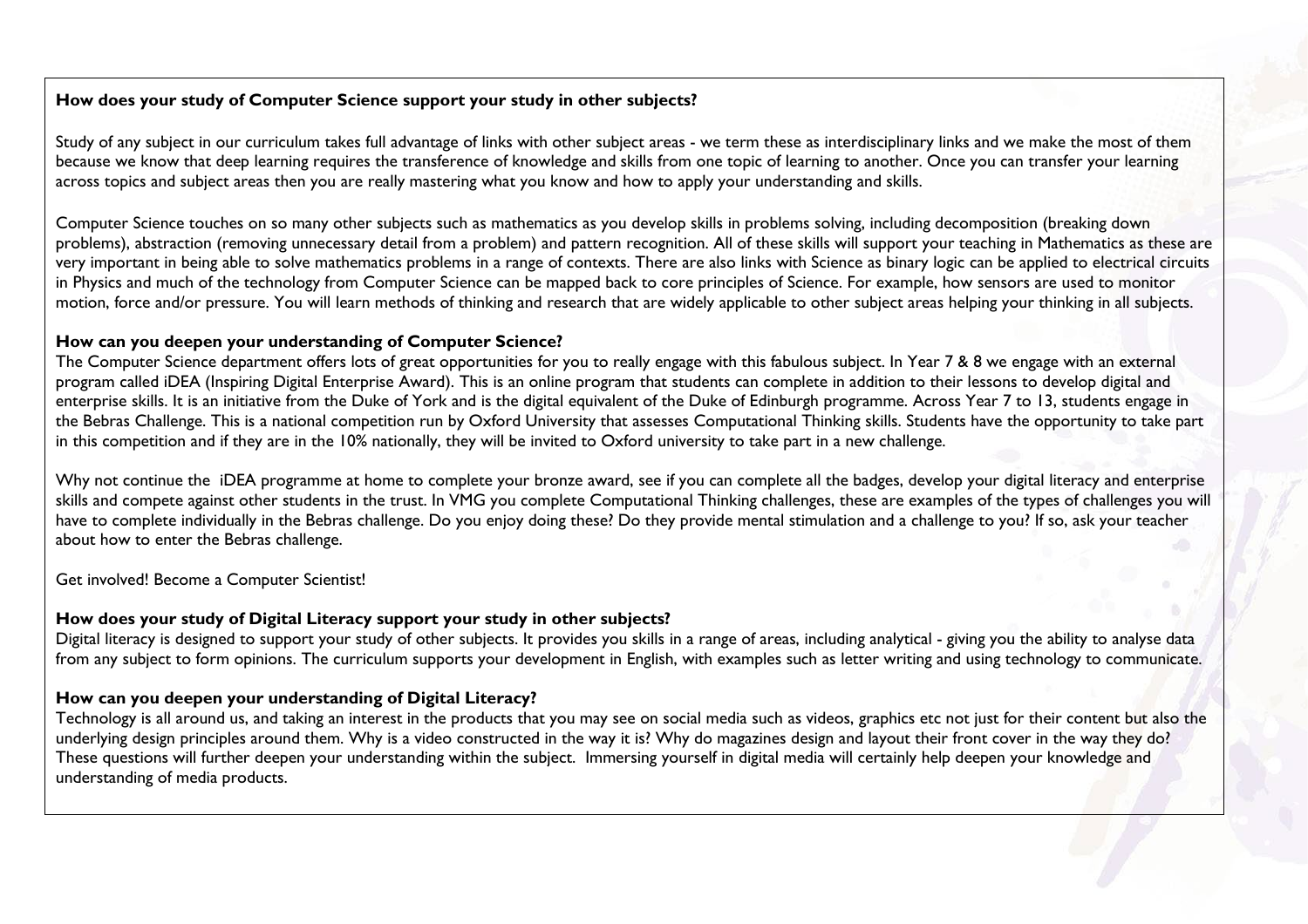**How does your study of Computer Science support your study in other subjects?**

Study of any subject in our curriculum takes full advantage of links with other subject areas - we term these as interdisciplinary links and we make the most of them because we know that deep learning requires the transference of knowledge and skills from one topic of learning to another. Once you can transfer your learning across topics and subject areas then you are really mastering what you know and how to apply your understanding and skills.

Computer Science touches on so many other subjects such as mathematics as you develop skills in problems solving, including decomposition (breaking down problems), abstraction (removing unnecessary detail from a problem) and pattern recognition. All of these skills will support your teaching in Mathematics as these are very important in being able to solve mathematics problems in a range of contexts. There are also links with Science as binary logic can be applied to electrical circuits in Physics and much of the technology from Computer Science can be mapped back to core principles of Science. For example, how sensors are used to monitor motion, force and/or pressure. You will learn methods of thinking and research that are widely applicable to other subject areas helping your thinking in all subjects.

**How can you deepen your understanding of Computer Science?**

The Computer Science department offers lots of great opportunities for you to really engage with this fabulous subject. In Year 7 & 8 we engage with an external program called iDEA (Inspiring Digital Enterprise Award). This is an online program that students can complete in addition to their lessons to develop digital and enterprise skills. It is an initiative from the Duke of York and is the digital equivalent of the Duke of Edinburgh programme. Across Year 7 to 13, students engage in the Bebras Challenge. This is a national competition run by Oxford University that assesses Computational Thinking skills. Students have the opportunity to take part in this competition and if they are in the 10% nationally, they will be invited to Oxford university to take part in a new challenge.

Why not continue the iDEA programme at home to complete your bronze award, see if you can complete all the badges, develop your digital literacy and enterprise skills and compete against other students in the trust. In VMG you complete Computational Thinking challenges, these are examples of the types of challenges you will have to complete individually in the Bebras challenge. Do you enjoy doing these? Do they provide mental stimulation and a challenge to you? If so, ask your teacher about how to enter the Bebras challenge.

Get involved! Become a Computer Scientist!

**How does your study of Digital Literacy support your study in other subjects?**

Digital literacy is designed to support your study of other subjects. It provides you skills in a range of areas, including analytical - giving you the ability to analyse data from any subject to form opinions. The curriculum supports your development in English, with examples such as letter writing and using technology to communicate.

**How can you deepen your understanding of Digital Literacy?**

Technology is all around us, and taking an interest in the products that you may see on social media such as videos, graphics etc not just for their content but also the underlying design principles around them. Why is a video constructed in the way it is? Why do magazines design and layout their front cover in the way they do? These questions will further deepen your understanding within the subject. Immersing yourself in digital media will certainly help deepen your knowledge and understanding of media products.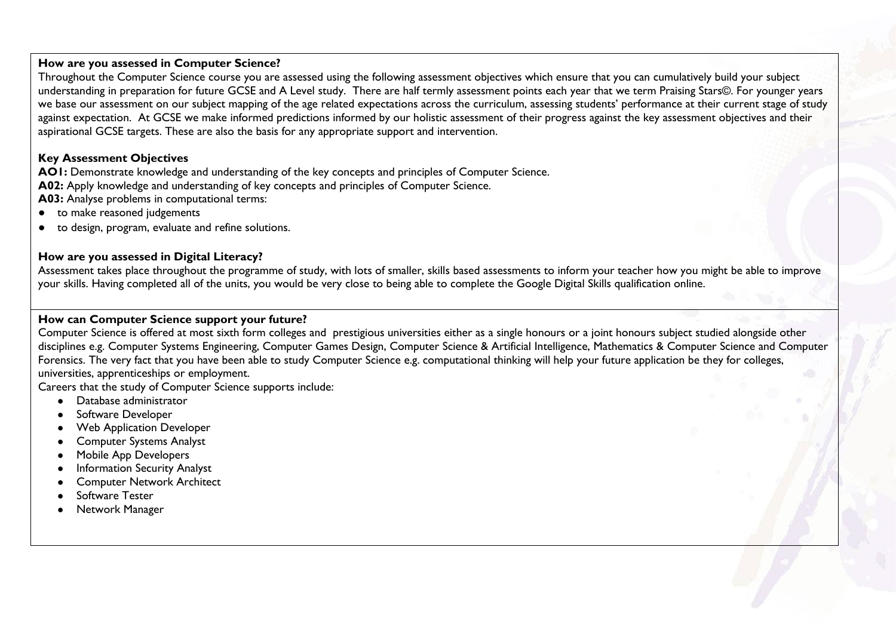**How are you assessed in Computer Science?**

Throughout the Computer Science course you are assessed using the following assessment objectives which ensure that you can cumulatively build your subject understanding in preparation for future GCSE and A Level study. There are half termly assessment points each year that we term Praising Stars©. For younger years we base our assessment on our subject mapping of the age related expectations across the curriculum, assessing students' performance at their current stage of study against expectation. At GCSE we make informed predictions informed by our holistic assessment of their progress against the key assessment objectives and their aspirational GCSE targets. These are also the basis for any appropriate support and intervention.

**Key Assessment Objectives**

**AO1:** Demonstrate knowledge and understanding of the key concepts and principles of Computer Science.

**A02:** Apply knowledge and understanding of key concepts and principles of Computer Science.

**A03:** Analyse problems in computational terms:

- to make reasoned judgements
- to design, program, evaluate and refine solutions.

**How are you assessed in Digital Literacy?**

Assessment takes place throughout the programme of study, with lots of smaller, skills based assessments to inform your teacher how you might be able to improve your skills. Having completed all of the units, you would be very close to being able to complete the Google Digital Skills qualification online.

**How can Computer Science support your future?**

Computer Science is offered at most sixth form colleges and prestigious universities either as a single honours or a joint honours subject studied alongside other disciplines e.g. Computer Systems Engineering, Computer Games Design, Computer Science & Artificial Intelligence, Mathematics & Computer Science and Computer Forensics. The very fact that you have been able to study Computer Science e.g. computational thinking will help your future application be they for colleges, universities, apprenticeships or employment.

Careers that the study of Computer Science supports include:

- Database administrator
- Software Developer
- Web Application Developer
- Computer Systems Analyst
- Mobile App Developers
- Information Security Analyst
- Computer Network Architect
- Software Tester
- Network Manager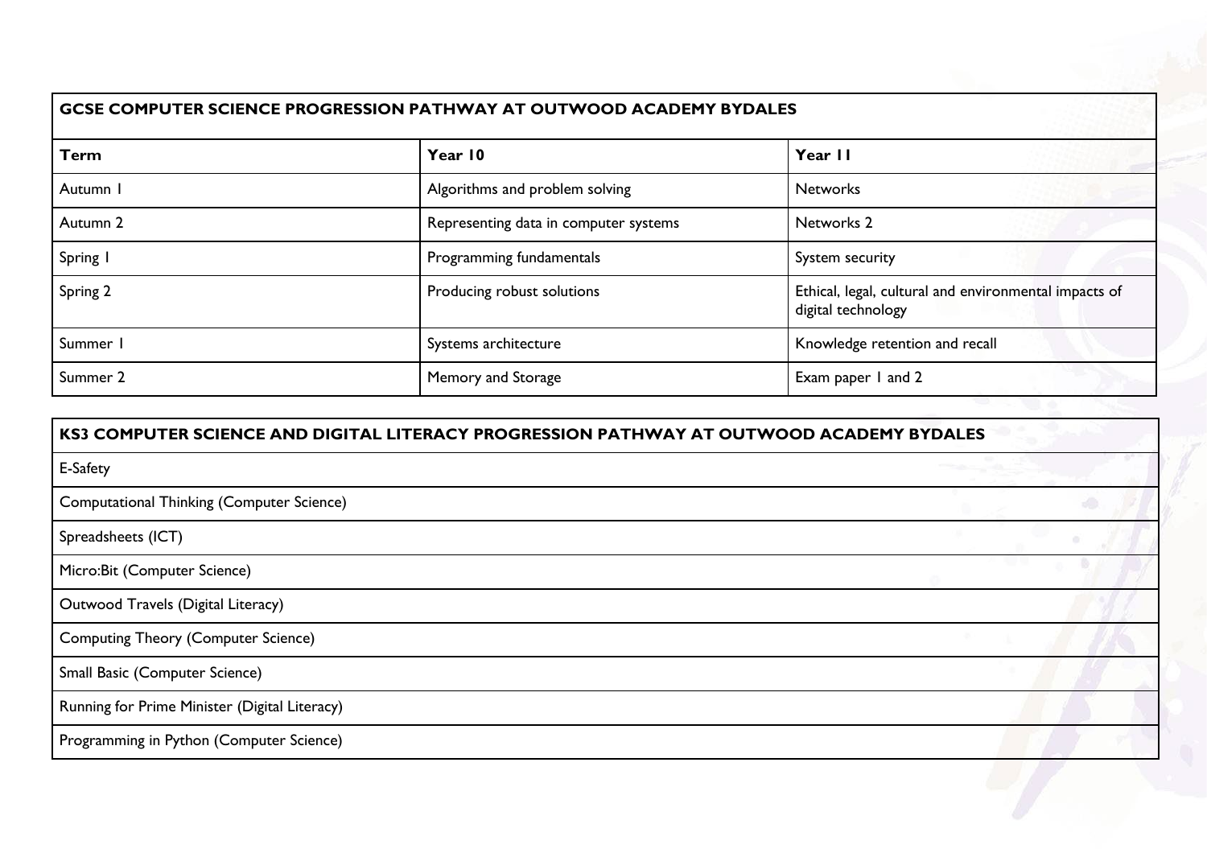| GCSE COMPUTER SCIENCE PROGRESSION PATHWAY AT OUTWOOD ACADEMY BYDALES | | |
|---|---|---|
| **Term** | **Year 10** | **Year 11** |
| Autumn 1 | Algorithms and problem solving | Networks |
| Autumn 2 | Representing data in computer systems | Networks 2 |
| Spring 1 | Programming fundamentals | System security |
| Spring 2 | Producing robust solutions | Ethical, legal, cultural and environmental impacts of digital technology |
| Summer 1 | Systems architecture | Knowledge retention and recall |
| Summer 2 | Memory and Storage | Exam paper 1 and 2 |

| KS3 COMPUTER SCIENCE AND DIGITAL LITERACY PROGRESSION PATHWAY AT OUTWOOD ACADEMY BYDALES |
|---|
| E-Safety |
| Computational Thinking (Computer Science) |
| Spreadsheets (ICT) |
| Micro:Bit (Computer Science) |
| Outwood Travels (Digital Literacy) |
| Computing Theory (Computer Science) |
| Small Basic (Computer Science) |
| Running for Prime Minister (Digital Literacy) |
| Programming in Python (Computer Science) |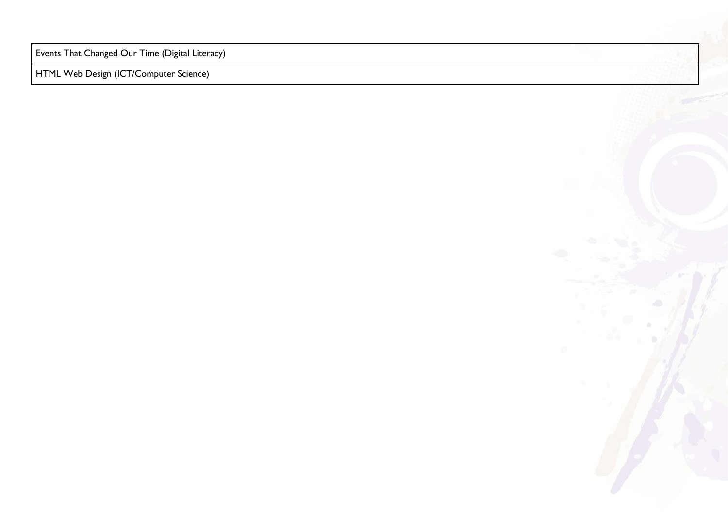| |
|---|
| Events That Changed Our Time (Digital Literacy) |
| HTML Web Design (ICT/Computer Science) |